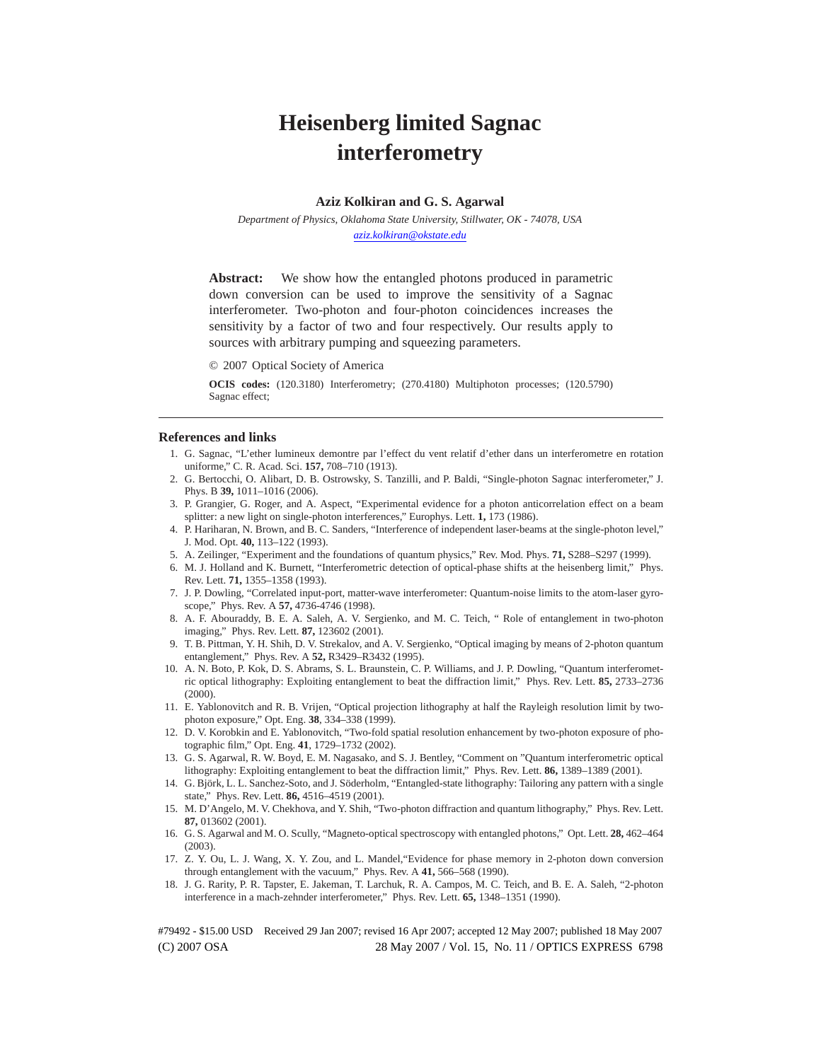# Heisenberg limited Sagnac interferometry

**Aziz Kolkiran and G. S. Agarwal**

*Department of Physics, Oklahoma State University, Stillwater, OK - 74078, USA*
*aziz.kolkiran@okstate.edu*

**Abstract:** We show how the entangled photons produced in parametric down conversion can be used to improve the sensitivity of a Sagnac interferometer. Two-photon and four-photon coincidences increases the sensitivity by a factor of two and four respectively. Our results apply to sources with arbitrary pumping and squeezing parameters.

© 2007 Optical Society of America

**OCIS codes:** (120.3180) Interferometry; (270.4180) Multiphoton processes; (120.5790) Sagnac effect;

---

### References and links

1. G. Sagnac, "L'ether lumineux demontre par l'effect du vent relatif d'ether dans un interferometre en rotation uniforme," C. R. Acad. Sci. **157,** 708–710 (1913).
2. G. Bertocchi, O. Alibart, D. B. Ostrowsky, S. Tanzilli, and P. Baldi, "Single-photon Sagnac interferometer," J. Phys. B **39,** 1011–1016 (2006).
3. P. Grangier, G. Roger, and A. Aspect, "Experimental evidence for a photon anticorrelation effect on a beam splitter: a new light on single-photon interferences," Europhys. Lett. **1,** 173 (1986).
4. P. Hariharan, N. Brown, and B. C. Sanders, "Interference of independent laser-beams at the single-photon level," J. Mod. Opt. **40,** 113–122 (1993).
5. A. Zeilinger, "Experiment and the foundations of quantum physics," Rev. Mod. Phys. **71,** S288–S297 (1999).
6. M. J. Holland and K. Burnett, "Interferometric detection of optical-phase shifts at the heisenberg limit," Phys. Rev. Lett. **71,** 1355–1358 (1993).
7. J. P. Dowling, "Correlated input-port, matter-wave interferometer: Quantum-noise limits to the atom-laser gyroscope," Phys. Rev. A **57,** 4736-4746 (1998).
8. A. F. Abouraddy, B. E. A. Saleh, A. V. Sergienko, and M. C. Teich, " Role of entanglement in two-photon imaging," Phys. Rev. Lett. **87,** 123602 (2001).
9. T. B. Pittman, Y. H. Shih, D. V. Strekalov, and A. V. Sergienko, "Optical imaging by means of 2-photon quantum entanglement," Phys. Rev. A **52,** R3429–R3432 (1995).
10. A. N. Boto, P. Kok, D. S. Abrams, S. L. Braunstein, C. P. Williams, and J. P. Dowling, "Quantum interferometric optical lithography: Exploiting entanglement to beat the diffraction limit," Phys. Rev. Lett. **85,** 2733–2736 (2000).
11. E. Yablonovitch and R. B. Vrijen, "Optical projection lithography at half the Rayleigh resolution limit by two-photon exposure," Opt. Eng. **38**, 334–338 (1999).
12. D. V. Korobkin and E. Yablonovitch, "Two-fold spatial resolution enhancement by two-photon exposure of photographic film," Opt. Eng. **41**, 1729–1732 (2002).
13. G. S. Agarwal, R. W. Boyd, E. M. Nagasako, and S. J. Bentley, "Comment on "Quantum interferometric optical lithography: Exploiting entanglement to beat the diffraction limit," Phys. Rev. Lett. **86,** 1389–1389 (2001).
14. G. Björk, L. L. Sanchez-Soto, and J. Söderholm, "Entangled-state lithography: Tailoring any pattern with a single state," Phys. Rev. Lett. **86,** 4516–4519 (2001).
15. M. D'Angelo, M. V. Chekhova, and Y. Shih, "Two-photon diffraction and quantum lithography," Phys. Rev. Lett. **87,** 013602 (2001).
16. G. S. Agarwal and M. O. Scully, "Magneto-optical spectroscopy with entangled photons," Opt. Lett. **28,** 462–464 (2003).
17. Z. Y. Ou, L. J. Wang, X. Y. Zou, and L. Mandel,"Evidence for phase memory in 2-photon down conversion through entanglement with the vacuum," Phys. Rev. A **41,** 566–568 (1990).
18. J. G. Rarity, P. R. Tapster, E. Jakeman, T. Larchuk, R. A. Campos, M. C. Teich, and B. E. A. Saleh, "2-photon interference in a mach-zehnder interferometer," Phys. Rev. Lett. **65,** 1348–1351 (1990).

#79492 - $15.00 USD Received 29 Jan 2007; revised 16 Apr 2007; accepted 12 May 2007; published 18 May 2007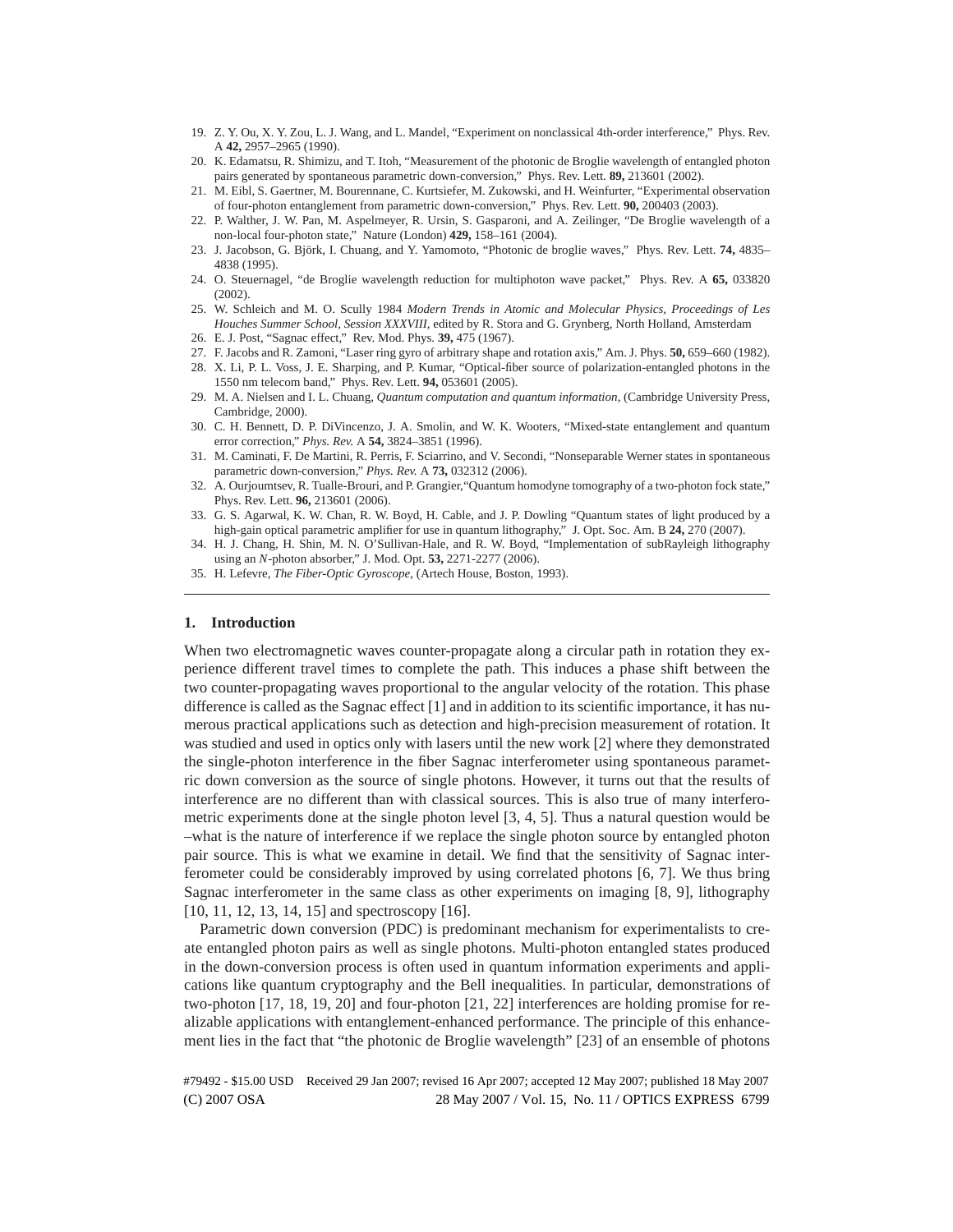19. Z. Y. Ou, X. Y. Zou, L. J. Wang, and L. Mandel, "Experiment on nonclassical 4th-order interference," Phys. Rev. A **42,** 2957–2965 (1990).
20. K. Edamatsu, R. Shimizu, and T. Itoh, "Measurement of the photonic de Broglie wavelength of entangled photon pairs generated by spontaneous parametric down-conversion," Phys. Rev. Lett. **89,** 213601 (2002).
21. M. Eibl, S. Gaertner, M. Bourennane, C. Kurtsiefer, M. Zukowski, and H. Weinfurter, "Experimental observation of four-photon entanglement from parametric down-conversion," Phys. Rev. Lett. **90,** 200403 (2003).
22. P. Walther, J. W. Pan, M. Aspelmeyer, R. Ursin, S. Gasparoni, and A. Zeilinger, "De Broglie wavelength of a non-local four-photon state," Nature (London) **429,** 158–161 (2004).
23. J. Jacobson, G. Björk, I. Chuang, and Y. Yamomoto, "Photonic de broglie waves," Phys. Rev. Lett. **74,** 4835–4838 (1995).
24. O. Steuernagel, "de Broglie wavelength reduction for multiphoton wave packet," Phys. Rev. A **65,** 033820 (2002).
25. W. Schleich and M. O. Scully 1984 *Modern Trends in Atomic and Molecular Physics, Proceedings of Les Houches Summer School, Session XXXVIII*, edited by R. Stora and G. Grynberg, North Holland, Amsterdam
26. E. J. Post, "Sagnac effect," Rev. Mod. Phys. **39,** 475 (1967).
27. F. Jacobs and R. Zamoni, "Laser ring gyro of arbitrary shape and rotation axis," Am. J. Phys. **50,** 659–660 (1982).
28. X. Li, P. L. Voss, J. E. Sharping, and P. Kumar, "Optical-fiber source of polarization-entangled photons in the 1550 nm telecom band," Phys. Rev. Lett. **94,** 053601 (2005).
29. M. A. Nielsen and I. L. Chuang, *Quantum computation and quantum information*, (Cambridge University Press, Cambridge, 2000).
30. C. H. Bennett, D. P. DiVincenzo, J. A. Smolin, and W. K. Wooters, "Mixed-state entanglement and quantum error correction," *Phys. Rev.* A **54,** 3824–3851 (1996).
31. M. Caminati, F. De Martini, R. Perris, F. Sciarrino, and V. Secondi, "Nonseparable Werner states in spontaneous parametric down-conversion," *Phys. Rev.* A **73,** 032312 (2006).
32. A. Ourjoumtsev, R. Tualle-Brouri, and P. Grangier,"Quantum homodyne tomography of a two-photon fock state," Phys. Rev. Lett. **96,** 213601 (2006).
33. G. S. Agarwal, K. W. Chan, R. W. Boyd, H. Cable, and J. P. Dowling "Quantum states of light produced by a high-gain optical parametric amplifier for use in quantum lithography," J. Opt. Soc. Am. B **24,** 270 (2007).
34. H. J. Chang, H. Shin, M. N. O'Sullivan-Hale, and R. W. Boyd, "Implementation of subRayleigh lithography using an *N*-photon absorber," J. Mod. Opt. **53,** 2271-2277 (2006).
35. H. Lefevre, *The Fiber-Optic Gyroscope*, (Artech House, Boston, 1993).

## 1. Introduction

When two electromagnetic waves counter-propagate along a circular path in rotation they experience different travel times to complete the path. This induces a phase shift between the two counter-propagating waves proportional to the angular velocity of the rotation. This phase difference is called as the Sagnac effect [1] and in addition to its scientific importance, it has numerous practical applications such as detection and high-precision measurement of rotation. It was studied and used in optics only with lasers until the new work [2] where they demonstrated the single-photon interference in the fiber Sagnac interferometer using spontaneous parametric down conversion as the source of single photons. However, it turns out that the results of interference are no different than with classical sources. This is also true of many interferometric experiments done at the single photon level [3, 4, 5]. Thus a natural question would be –what is the nature of interference if we replace the single photon source by entangled photon pair source. This is what we examine in detail. We find that the sensitivity of Sagnac interferometer could be considerably improved by using correlated photons [6, 7]. We thus bring Sagnac interferometer in the same class as other experiments on imaging [8, 9], lithography [10, 11, 12, 13, 14, 15] and spectroscopy [16].

Parametric down conversion (PDC) is predominant mechanism for experimentalists to create entangled photon pairs as well as single photons. Multi-photon entangled states produced in the down-conversion process is often used in quantum information experiments and applications like quantum cryptography and the Bell inequalities. In particular, demonstrations of two-photon [17, 18, 19, 20] and four-photon [21, 22] interferences are holding promise for realizable applications with entanglement-enhanced performance. The principle of this enhancement lies in the fact that "the photonic de Broglie wavelength" [23] of an ensemble of photons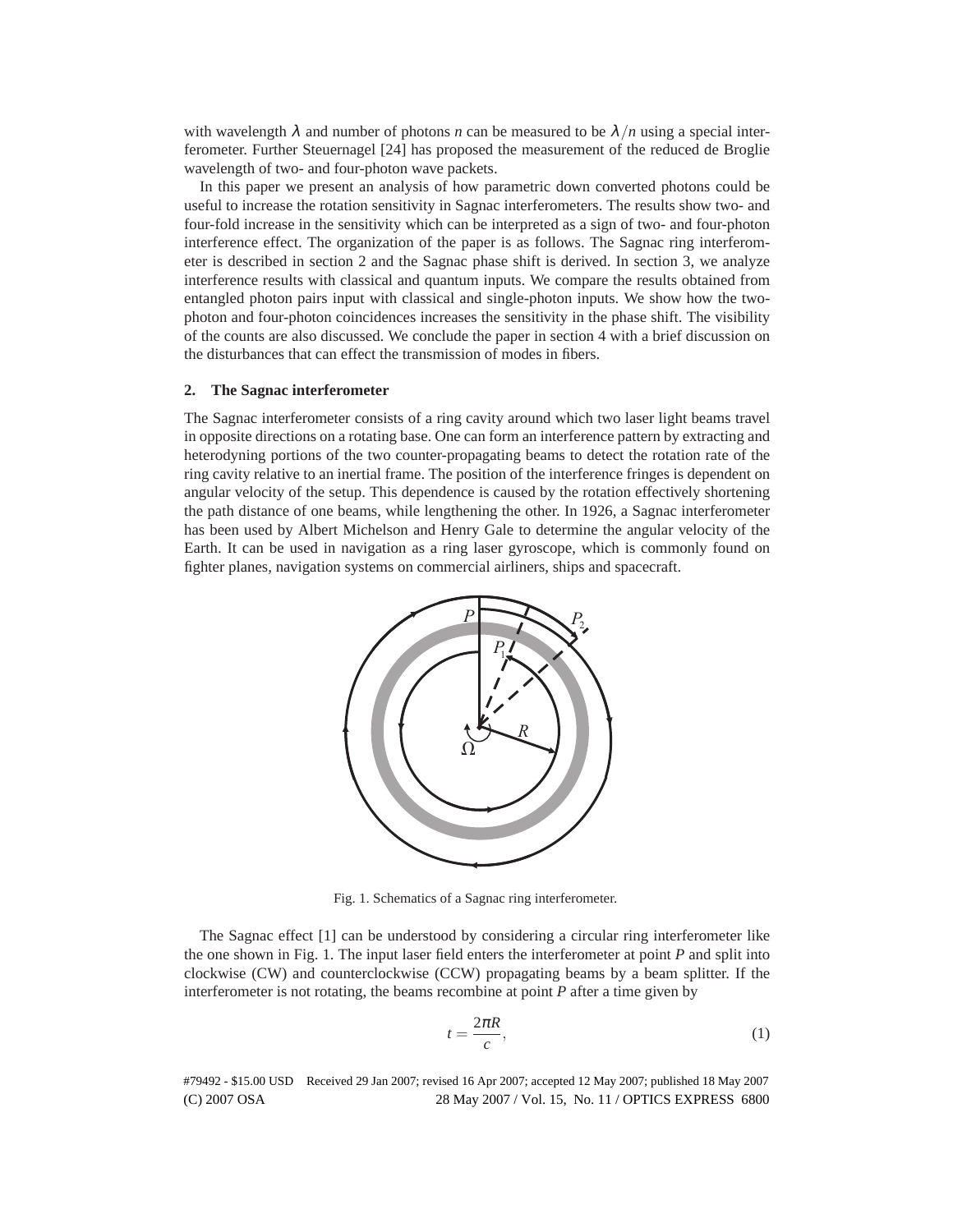with wavelength $\lambda$ and number of photons $n$ can be measured to be $\lambda/n$ using a special interferometer. Further Steuernagel [24] has proposed the measurement of the reduced de Broglie wavelength of two- and four-photon wave packets.

In this paper we present an analysis of how parametric down converted photons could be useful to increase the rotation sensitivity in Sagnac interferometers. The results show two- and four-fold increase in the sensitivity which can be interpreted as a sign of two- and four-photon interference effect. The organization of the paper is as follows. The Sagnac ring interferometer is described in section 2 and the Sagnac phase shift is derived. In section 3, we analyze interference results with classical and quantum inputs. We compare the results obtained from entangled photon pairs input with classical and single-photon inputs. We show how the two-photon and four-photon coincidences increases the sensitivity in the phase shift. The visibility of the counts are also discussed. We conclude the paper in section 4 with a brief discussion on the disturbances that can effect the transmission of modes in fibers.

## 2. The Sagnac interferometer

The Sagnac interferometer consists of a ring cavity around which two laser light beams travel in opposite directions on a rotating base. One can form an interference pattern by extracting and heterodyning portions of the two counter-propagating beams to detect the rotation rate of the ring cavity relative to an inertial frame. The position of the interference fringes is dependent on angular velocity of the setup. This dependence is caused by the rotation effectively shortening the path distance of one beams, while lengthening the other. In 1926, a Sagnac interferometer has been used by Albert Michelson and Henry Gale to determine the angular velocity of the Earth. It can be used in navigation as a ring laser gyroscope, which is commonly found on fighter planes, navigation systems on commercial airliners, ships and spacecraft.

Fig. 1. Schematics of a Sagnac ring interferometer.

The Sagnac effect [1] can be understood by considering a circular ring interferometer like the one shown in Fig. 1. The input laser field enters the interferometer at point $P$ and split into clockwise (CW) and counterclockwise (CCW) propagating beams by a beam splitter. If the interferometer is not rotating, the beams recombine at point $P$ after a time given by

$$t = \frac{2\pi R}{c}, \tag{1}$$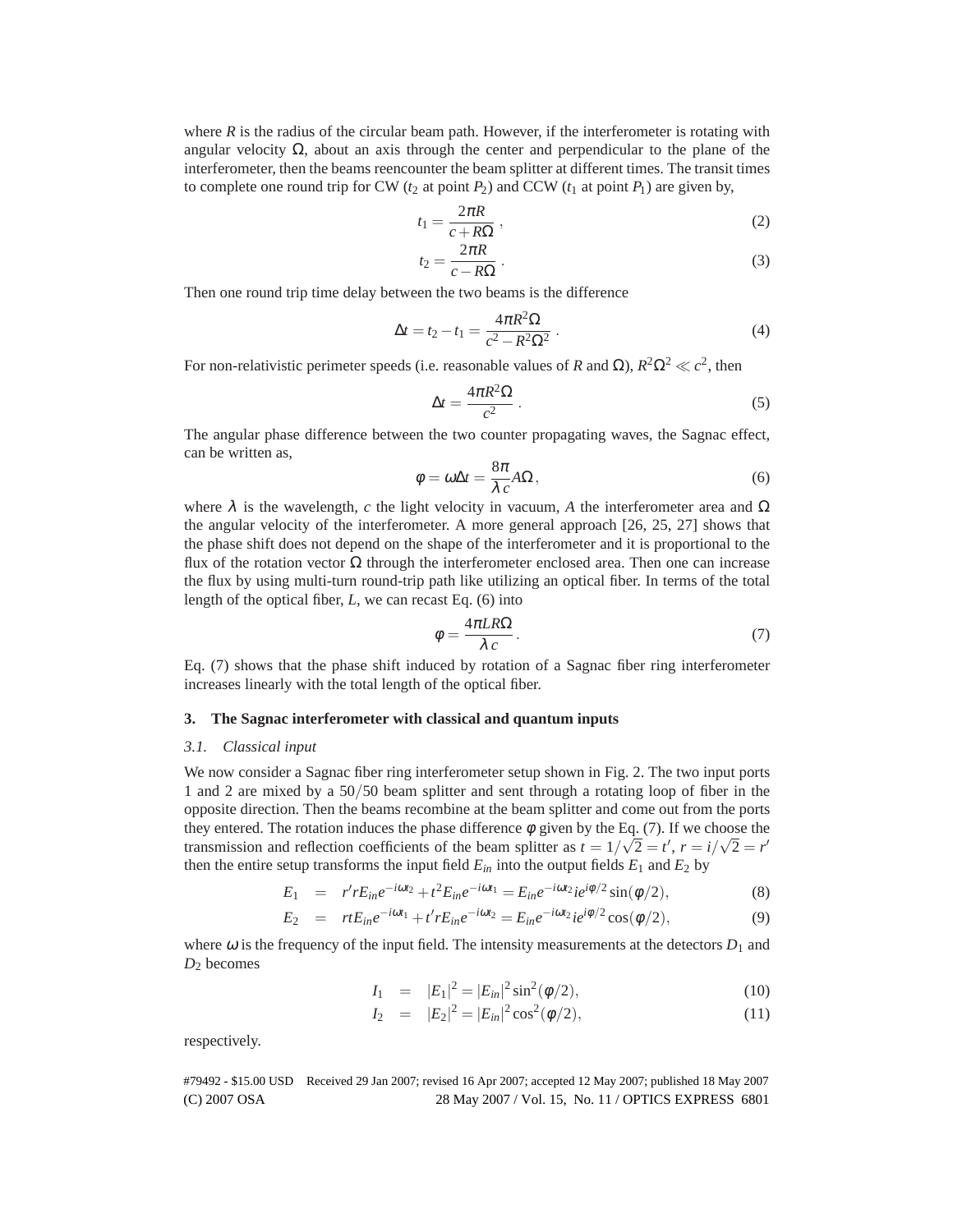where $R$ is the radius of the circular beam path. However, if the interferometer is rotating with angular velocity $\Omega$, about an axis through the center and perpendicular to the plane of the interferometer, then the beams reencounter the beam splitter at different times. The transit times to complete one round trip for CW ($t_2$ at point $P_2$) and CCW ($t_1$ at point $P_1$) are given by,

$$t_1 = \frac{2\pi R}{c + R\Omega}\,, \tag{2}$$

$$t_2 = \frac{2\pi R}{c - R\Omega}\,. \tag{3}$$

Then one round trip time delay between the two beams is the difference

$$\Delta t = t_2 - t_1 = \frac{4\pi R^2 \Omega}{c^2 - R^2\Omega^2}\,. \tag{4}$$

For non-relativistic perimeter speeds (i.e. reasonable values of $R$ and $\Omega$), $R^2\Omega^2 \ll c^2$, then

$$\Delta t = \frac{4\pi R^2 \Omega}{c^2}\,. \tag{5}$$

The angular phase difference between the two counter propagating waves, the Sagnac effect, can be written as,

$$\phi = \omega \Delta t = \frac{8\pi}{\lambda\, c} A\Omega\,, \tag{6}$$

where $\lambda$ is the wavelength, $c$ the light velocity in vacuum, $A$ the interferometer area and $\Omega$ the angular velocity of the interferometer. A more general approach [26, 25, 27] shows that the phase shift does not depend on the shape of the interferometer and it is proportional to the flux of the rotation vector $\Omega$ through the interferometer enclosed area. Then one can increase the flux by using multi-turn round-trip path like utilizing an optical fiber. In terms of the total length of the optical fiber, $L$, we can recast Eq. (6) into

$$\phi = \frac{4\pi L R \Omega}{\lambda\, c}\,. \tag{7}$$

Eq. (7) shows that the phase shift induced by rotation of a Sagnac fiber ring interferometer increases linearly with the total length of the optical fiber.

## 3. The Sagnac interferometer with classical and quantum inputs

### 3.1. Classical input

We now consider a Sagnac fiber ring interferometer setup shown in Fig. 2. The two input ports 1 and 2 are mixed by a 50/50 beam splitter and sent through a rotating loop of fiber in the opposite direction. Then the beams recombine at the beam splitter and come out from the ports they entered. The rotation induces the phase difference $\phi$ given by the Eq. (7). If we choose the transmission and reflection coefficients of the beam splitter as $t = 1/\sqrt{2} = t'$, $r = i/\sqrt{2} = r'$ then the entire setup transforms the input field $E_{in}$ into the output fields $E_1$ and $E_2$ by

$$E_1 = r' r E_{in} e^{-i\omega t_2} + t^2 E_{in} e^{-i\omega t_1} = E_{in} e^{-i\omega t_2} i e^{i\phi/2} \sin(\phi/2), \tag{8}$$

$$E_2 = r t E_{in} e^{-i\omega t_1} + t' r E_{in} e^{-i\omega t_2} = E_{in} e^{-i\omega t_2} i e^{i\phi/2} \cos(\phi/2), \tag{9}$$

where $\omega$ is the frequency of the input field. The intensity measurements at the detectors $D_1$ and $D_2$ becomes

$$I_1 = |E_1|^2 = |E_{in}|^2 \sin^2(\phi/2), \tag{10}$$

$$I_2 = |E_2|^2 = |E_{in}|^2 \cos^2(\phi/2), \tag{11}$$

respectively.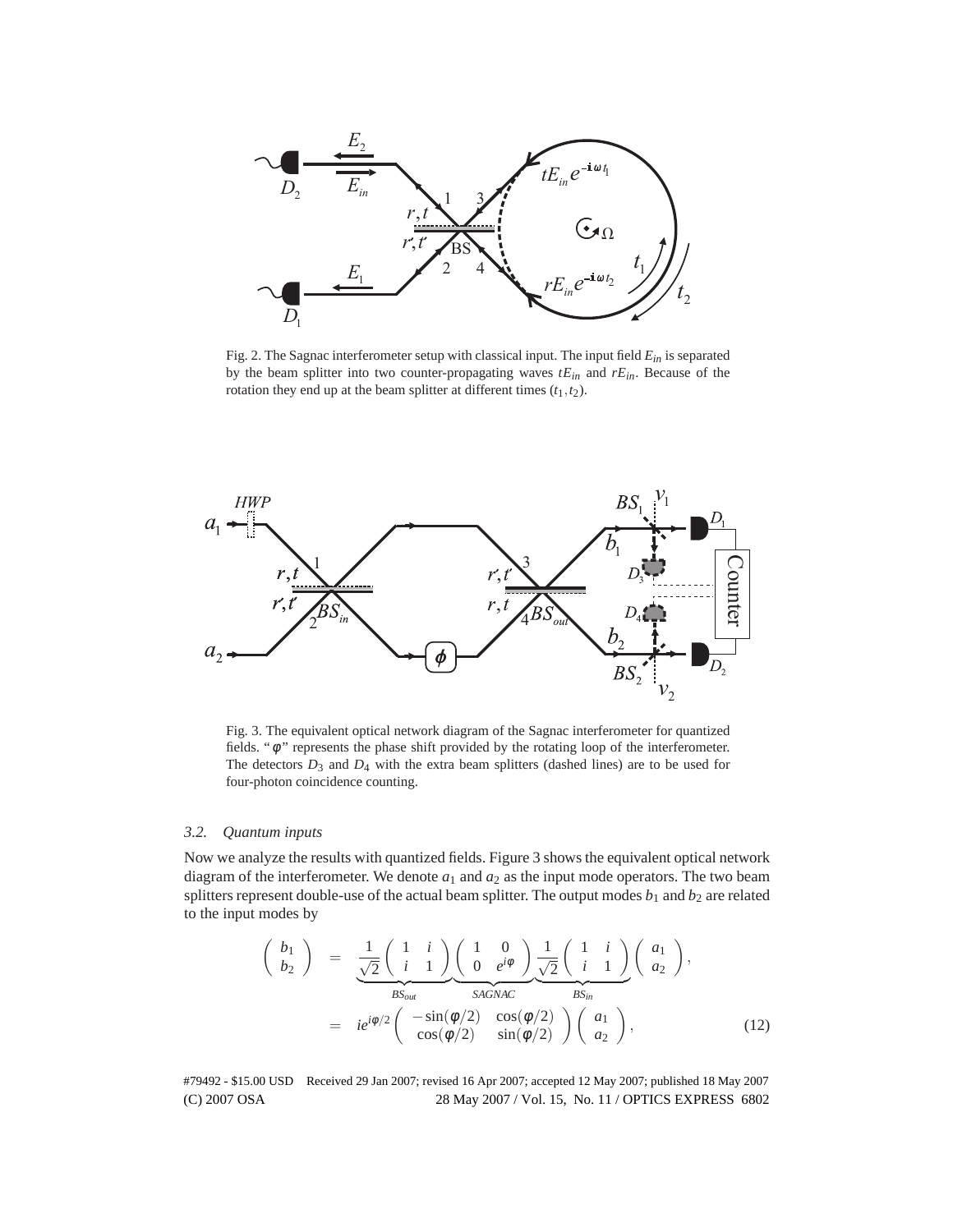Fig. 2. The Sagnac interferometer setup with classical input. The input field $E_{in}$ is separated by the beam splitter into two counter-propagating waves $tE_{in}$ and $rE_{in}$. Because of the rotation they end up at the beam splitter at different times $(t_1, t_2)$.

Fig. 3. The equivalent optical network diagram of the Sagnac interferometer for quantized fields. "$\phi$" represents the phase shift provided by the rotating loop of the interferometer. The detectors $D_3$ and $D_4$ with the extra beam splitters (dashed lines) are to be used for four-photon coincidence counting.

### 3.2. Quantum inputs

Now we analyze the results with quantized fields. Figure 3 shows the equivalent optical network diagram of the interferometer. We denote $a_1$ and $a_2$ as the input mode operators. The two beam splitters represent double-use of the actual beam splitter. The output modes $b_1$ and $b_2$ are related to the input modes by

$$
\begin{aligned}
\begin{pmatrix} b_1 \\ b_2 \end{pmatrix} &= \underbrace{\frac{1}{\sqrt{2}}\begin{pmatrix} 1 & i \\ i & 1 \end{pmatrix}}_{BS_{out}} \underbrace{\begin{pmatrix} 1 & 0 \\ 0 & e^{i\phi} \end{pmatrix}}_{SAGNAC} \underbrace{\frac{1}{\sqrt{2}}\begin{pmatrix} 1 & i \\ i & 1 \end{pmatrix}}_{BS_{in}} \begin{pmatrix} a_1 \\ a_2 \end{pmatrix}, \\
&= ie^{i\phi/2}\begin{pmatrix} -\sin(\phi/2) & \cos(\phi/2) \\ \cos(\phi/2) & \sin(\phi/2) \end{pmatrix}\begin{pmatrix} a_1 \\ a_2 \end{pmatrix},
\end{aligned}
\qquad (12)
$$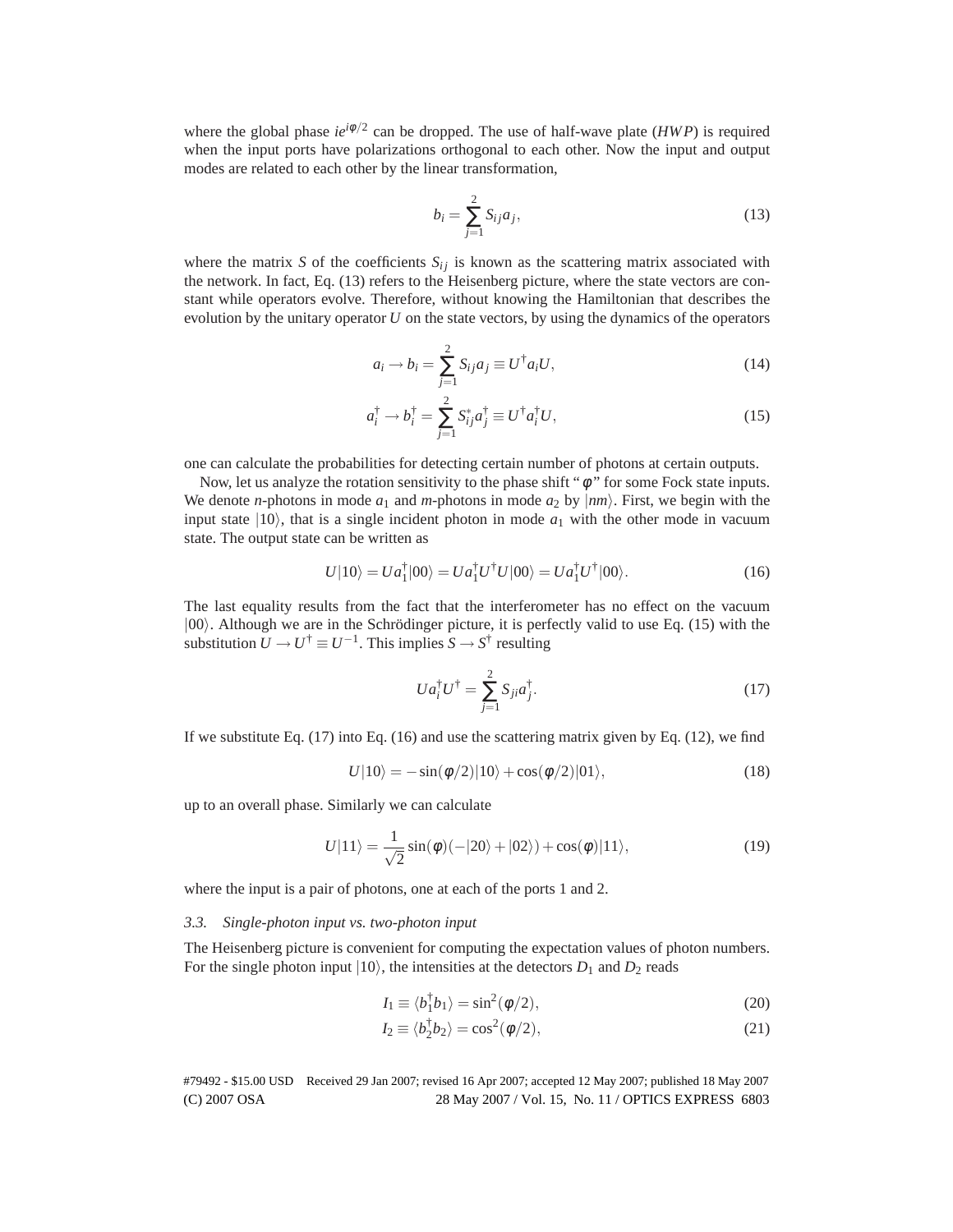where the global phase $ie^{i\phi/2}$ can be dropped. The use of half-wave plate (*HWP*) is required when the input ports have polarizations orthogonal to each other. Now the input and output modes are related to each other by the linear transformation,

$$b_i = \sum_{j=1}^{2} S_{ij} a_j, \tag{13}$$

where the matrix $S$ of the coefficients $S_{ij}$ is known as the scattering matrix associated with the network. In fact, Eq. (13) refers to the Heisenberg picture, where the state vectors are constant while operators evolve. Therefore, without knowing the Hamiltonian that describes the evolution by the unitary operator $U$ on the state vectors, by using the dynamics of the operators

$$a_i \to b_i = \sum_{j=1}^{2} S_{ij} a_j \equiv U^\dagger a_i U, \tag{14}$$

$$a_i^\dagger \to b_i^\dagger = \sum_{j=1}^{2} S_{ij}^* a_j^\dagger \equiv U^\dagger a_i^\dagger U, \tag{15}$$

one can calculate the probabilities for detecting certain number of photons at certain outputs.

Now, let us analyze the rotation sensitivity to the phase shift "$\phi$" for some Fock state inputs. We denote $n$-photons in mode $a_1$ and $m$-photons in mode $a_2$ by $|nm\rangle$. First, we begin with the input state $|10\rangle$, that is a single incident photon in mode $a_1$ with the other mode in vacuum state. The output state can be written as

$$U|10\rangle = Ua_1^\dagger|00\rangle = Ua_1^\dagger U^\dagger U|00\rangle = Ua_1^\dagger U^\dagger|00\rangle. \tag{16}$$

The last equality results from the fact that the interferometer has no effect on the vacuum $|00\rangle$. Although we are in the Schrödinger picture, it is perfectly valid to use Eq. (15) with the substitution $U \to U^\dagger \equiv U^{-1}$. This implies $S \to S^\dagger$ resulting

$$Ua_i^\dagger U^\dagger = \sum_{j=1}^{2} S_{ji} a_j^\dagger. \tag{17}$$

If we substitute Eq. (17) into Eq. (16) and use the scattering matrix given by Eq. (12), we find

$$U|10\rangle = -\sin(\phi/2)|10\rangle + \cos(\phi/2)|01\rangle, \tag{18}$$

up to an overall phase. Similarly we can calculate

$$U|11\rangle = \frac{1}{\sqrt{2}}\sin(\phi)(-|20\rangle + |02\rangle) + \cos(\phi)|11\rangle, \tag{19}$$

where the input is a pair of photons, one at each of the ports 1 and 2.

### 3.3. Single-photon input vs. two-photon input

The Heisenberg picture is convenient for computing the expectation values of photon numbers. For the single photon input $|10\rangle$, the intensities at the detectors $D_1$ and $D_2$ reads

$$I_1 \equiv \langle b_1^\dagger b_1 \rangle = \sin^2(\phi/2), \tag{20}$$

$$I_2 \equiv \langle b_2^\dagger b_2 \rangle = \cos^2(\phi/2), \tag{21}$$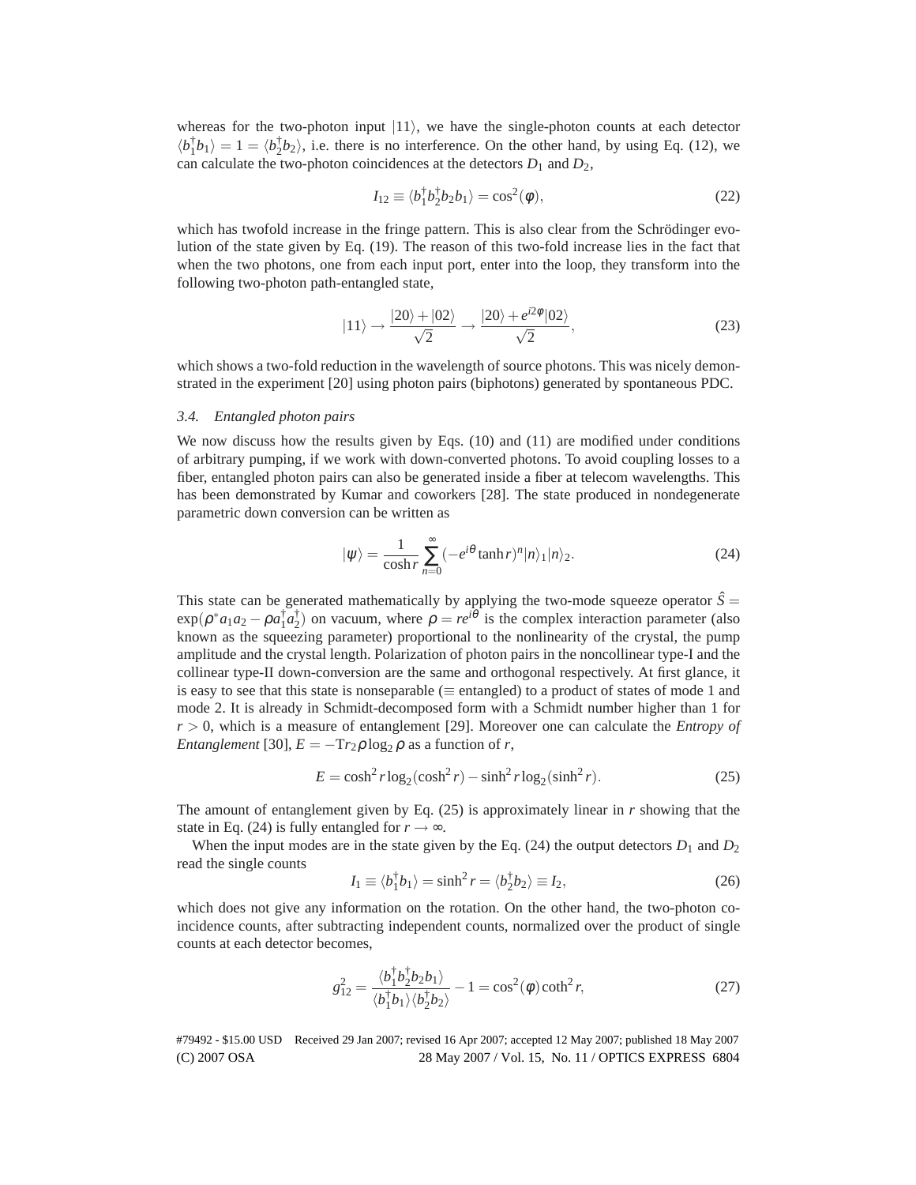whereas for the two-photon input $|11\rangle$, we have the single-photon counts at each detector $\langle b_1^\dagger b_1\rangle = 1 = \langle b_2^\dagger b_2\rangle$, i.e. there is no interference. On the other hand, by using Eq. (12), we can calculate the two-photon coincidences at the detectors $D_1$ and $D_2$,

$$I_{12} \equiv \langle b_1^\dagger b_2^\dagger b_2 b_1\rangle = \cos^2(\phi), \tag{22}$$

which has twofold increase in the fringe pattern. This is also clear from the Schrödinger evolution of the state given by Eq. (19). The reason of this two-fold increase lies in the fact that when the two photons, one from each input port, enter into the loop, they transform into the following two-photon path-entangled state,

$$|11\rangle \rightarrow \frac{|20\rangle + |02\rangle}{\sqrt{2}} \rightarrow \frac{|20\rangle + e^{i2\phi}|02\rangle}{\sqrt{2}}, \tag{23}$$

which shows a two-fold reduction in the wavelength of source photons. This was nicely demonstrated in the experiment [20] using photon pairs (biphotons) generated by spontaneous PDC.

### *3.4. Entangled photon pairs*

We now discuss how the results given by Eqs. (10) and (11) are modified under conditions of arbitrary pumping, if we work with down-converted photons. To avoid coupling losses to a fiber, entangled photon pairs can also be generated inside a fiber at telecom wavelengths. This has been demonstrated by Kumar and coworkers [28]. The state produced in nondegenerate parametric down conversion can be written as

$$|\psi\rangle = \frac{1}{\cosh r}\sum_{n=0}^{\infty}(-e^{i\theta}\tanh r)^n |n\rangle_1 |n\rangle_2. \tag{24}$$

This state can be generated mathematically by applying the two-mode squeeze operator $\hat{S} = \exp(\rho^* a_1 a_2 - \rho a_1^\dagger a_2^\dagger)$ on vacuum, where $\rho = re^{i\theta}$ is the complex interaction parameter (also known as the squeezing parameter) proportional to the nonlinearity of the crystal, the pump amplitude and the crystal length. Polarization of photon pairs in the noncollinear type-I and the collinear type-II down-conversion are the same and orthogonal respectively. At first glance, it is easy to see that this state is nonseparable ($\equiv$ entangled) to a product of states of mode 1 and mode 2. It is already in Schmidt-decomposed form with a Schmidt number higher than 1 for $r > 0$, which is a measure of entanglement [29]. Moreover one can calculate the *Entropy of Entanglement* [30], $E = -\mathrm{Tr}_2 \rho \log_2 \rho$ as a function of $r$,

$$E = \cosh^2 r \log_2(\cosh^2 r) - \sinh^2 r \log_2(\sinh^2 r). \tag{25}$$

The amount of entanglement given by Eq. (25) is approximately linear in $r$ showing that the state in Eq. (24) is fully entangled for $r \rightarrow \infty$.

When the input modes are in the state given by the Eq. (24) the output detectors $D_1$ and $D_2$ read the single counts

$$I_1 \equiv \langle b_1^\dagger b_1\rangle = \sinh^2 r = \langle b_2^\dagger b_2\rangle \equiv I_2, \tag{26}$$

which does not give any information on the rotation. On the other hand, the two-photon coincidence counts, after subtracting independent counts, normalized over the product of single counts at each detector becomes,

$$g_{12}^2 = \frac{\langle b_1^\dagger b_2^\dagger b_2 b_1\rangle}{\langle b_1^\dagger b_1\rangle\langle b_2^\dagger b_2\rangle} - 1 = \cos^2(\phi)\coth^2 r, \tag{27}$$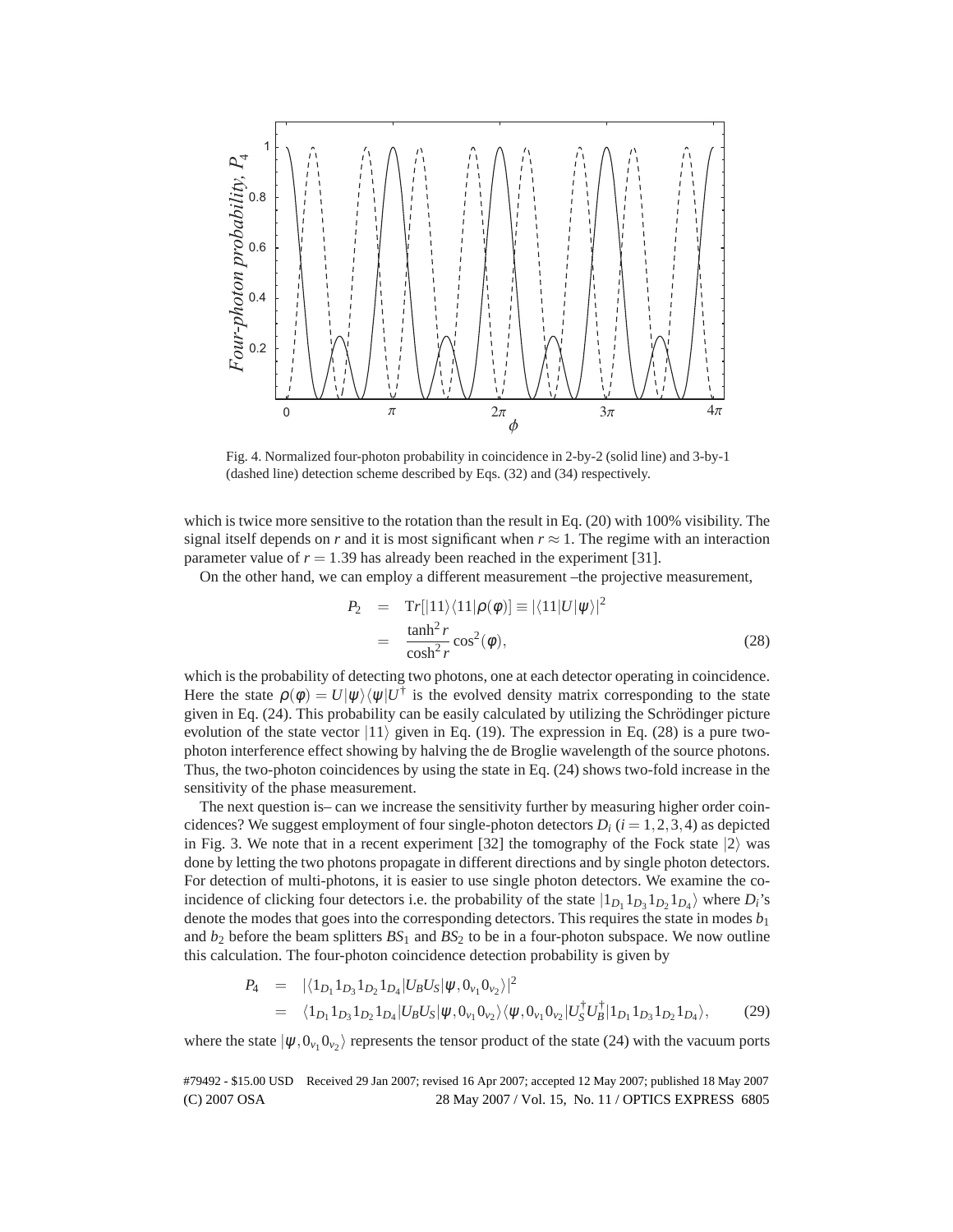Fig. 4. Normalized four-photon probability in coincidence in 2-by-2 (solid line) and 3-by-1 (dashed line) detection scheme described by Eqs. (32) and (34) respectively.

which is twice more sensitive to the rotation than the result in Eq. (20) with 100% visibility. The signal itself depends on $r$ and it is most significant when $r \approx 1$. The regime with an interaction parameter value of $r = 1.39$ has already been reached in the experiment [31].

On the other hand, we can employ a different measurement –the projective measurement,

$$
\begin{aligned}
P_2 &= \mathrm{Tr}[|11\rangle\langle 11|\rho(\phi)] \equiv |\langle 11|U|\psi\rangle|^2 \\
&= \frac{\tanh^2 r}{\cosh^2 r}\cos^2(\phi),
\end{aligned}
\tag{28}
$$

which is the probability of detecting two photons, one at each detector operating in coincidence. Here the state $\rho(\phi) = U|\psi\rangle\langle\psi|U^\dagger$ is the evolved density matrix corresponding to the state given in Eq. (24). This probability can be easily calculated by utilizing the Schrödinger picture evolution of the state vector $|11\rangle$ given in Eq. (19). The expression in Eq. (28) is a pure two-photon interference effect showing by halving the de Broglie wavelength of the source photons. Thus, the two-photon coincidences by using the state in Eq. (24) shows two-fold increase in the sensitivity of the phase measurement.

The next question is– can we increase the sensitivity further by measuring higher order coincidences? We suggest employment of four single-photon detectors $D_i$ ($i = 1,2,3,4$) as depicted in Fig. 3. We note that in a recent experiment [32] the tomography of the Fock state $|2\rangle$ was done by letting the two photons propagate in different directions and by single photon detectors. For detection of multi-photons, it is easier to use single photon detectors. We examine the coincidence of clicking four detectors i.e. the probability of the state $|1_{D_1}1_{D_3}1_{D_2}1_{D_4}\rangle$ where $D_i$'s denote the modes that goes into the corresponding detectors. This requires the state in modes $b_1$ and $b_2$ before the beam splitters $BS_1$ and $BS_2$ to be in a four-photon subspace. We now outline this calculation. The four-photon coincidence detection probability is given by

$$
\begin{aligned}
P_4 &= |\langle 1_{D_1}1_{D_3}1_{D_2}1_{D_4}|U_B U_S|\psi, 0_{v_1}0_{v_2}\rangle|^2 \\
&= \langle 1_{D_1}1_{D_3}1_{D_2}1_{D_4}|U_B U_S|\psi, 0_{v_1}0_{v_2}\rangle\langle\psi, 0_{v_1}0_{v_2}|U_S^\dagger U_B^\dagger|1_{D_1}1_{D_3}1_{D_2}1_{D_4}\rangle,
\end{aligned}
\tag{29}
$$

where the state $|\psi, 0_{v_1}0_{v_2}\rangle$ represents the tensor product of the state (24) with the vacuum ports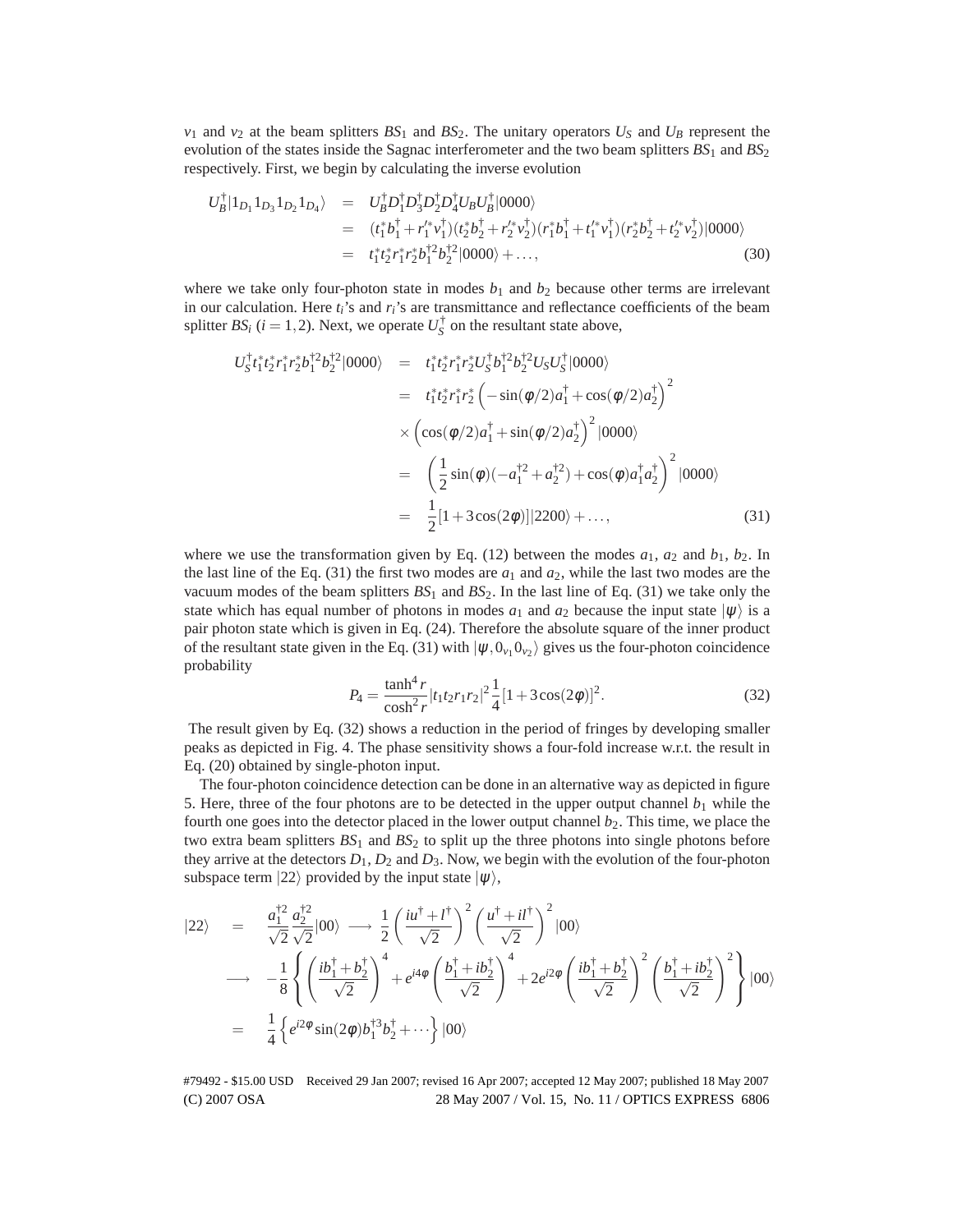$v_1$ and $v_2$ at the beam splitters $BS_1$ and $BS_2$. The unitary operators $U_S$ and $U_B$ represent the evolution of the states inside the Sagnac interferometer and the two beam splitters $BS_1$ and $BS_2$ respectively. First, we begin by calculating the inverse evolution

$$
\begin{aligned}
U_B^\dagger |1_{D_1} 1_{D_3} 1_{D_2} 1_{D_4}\rangle &= U_B^\dagger D_1^\dagger D_3^\dagger D_2^\dagger D_4^\dagger U_B U_B^\dagger |0000\rangle \\
&= (t_1^* b_1^\dagger + r_1'^* v_1^\dagger)(t_2^* b_2^\dagger + r_2'^* v_2^\dagger)(r_1^* b_1^\dagger + t_1'^* v_1^\dagger)(r_2^* b_2^\dagger + t_2'^* v_2^\dagger)|0000\rangle \\
&= t_1^* t_2^* r_1^* r_2^* b_1^{\dagger 2} b_2^{\dagger 2} |0000\rangle + \ldots, \qquad (30)
\end{aligned}
$$

where we take only four-photon state in modes $b_1$ and $b_2$ because other terms are irrelevant in our calculation. Here $t_i$'s and $r_i$'s are transmittance and reflectance coefficients of the beam splitter $BS_i$ $(i = 1, 2)$. Next, we operate $U_S^\dagger$ on the resultant state above,

$$
\begin{aligned}
U_S^\dagger t_1^* t_2^* r_1^* r_2^* b_1^{\dagger 2} b_2^{\dagger 2} |0000\rangle &= t_1^* t_2^* r_1^* r_2^* U_S^\dagger b_1^{\dagger 2} b_2^{\dagger 2} U_S U_S^\dagger |0000\rangle \\
&= t_1^* t_2^* r_1^* r_2^* \left( -\sin(\phi/2) a_1^\dagger + \cos(\phi/2) a_2^\dagger \right)^2 \\
&\quad \times \left( \cos(\phi/2) a_1^\dagger + \sin(\phi/2) a_2^\dagger \right)^2 |0000\rangle \\
&= \left( \frac{1}{2} \sin(\phi)(-a_1^{\dagger 2} + a_2^{\dagger 2}) + \cos(\phi) a_1^\dagger a_2^\dagger \right)^2 |0000\rangle \\
&= \frac{1}{2} [1 + 3\cos(2\phi)] |2200\rangle + \ldots, \qquad (31)
\end{aligned}
$$

where we use the transformation given by Eq. (12) between the modes $a_1$, $a_2$ and $b_1$, $b_2$. In the last line of the Eq. (31) the first two modes are $a_1$ and $a_2$, while the last two modes are the vacuum modes of the beam splitters $BS_1$ and $BS_2$. In the last line of Eq. (31) we take only the state which has equal number of photons in modes $a_1$ and $a_2$ because the input state $|\psi\rangle$ is a pair photon state which is given in Eq. (24). Therefore the absolute square of the inner product of the resultant state given in the Eq. (31) with $|\psi, 0_{v_1} 0_{v_2}\rangle$ gives us the four-photon coincidence probability

$$
P_4 = \frac{\tanh^4 r}{\cosh^2 r} |t_1 t_2 r_1 r_2|^2 \frac{1}{4} [1 + 3\cos(2\phi)]^2. \qquad (32)
$$

The result given by Eq. (32) shows a reduction in the period of fringes by developing smaller peaks as depicted in Fig. 4. The phase sensitivity shows a four-fold increase w.r.t. the result in Eq. (20) obtained by single-photon input.

The four-photon coincidence detection can be done in an alternative way as depicted in figure 5. Here, three of the four photons are to be detected in the upper output channel $b_1$ while the fourth one goes into the detector placed in the lower output channel $b_2$. This time, we place the two extra beam splitters $BS_1$ and $BS_2$ to split up the three photons into single photons before they arrive at the detectors $D_1$, $D_2$ and $D_3$. Now, we begin with the evolution of the four-photon subspace term $|22\rangle$ provided by the input state $|\psi\rangle$,

$$
\begin{aligned}
|22\rangle &= \frac{a_1^{\dagger 2}}{\sqrt{2}} \frac{a_2^{\dagger 2}}{\sqrt{2}} |00\rangle \longrightarrow \frac{1}{2} \left( \frac{i u^\dagger + l^\dagger}{\sqrt{2}} \right)^2 \left( \frac{u^\dagger + i l^\dagger}{\sqrt{2}} \right)^2 |00\rangle \\
&\longrightarrow -\frac{1}{8} \left\{ \left( \frac{i b_1^\dagger + b_2^\dagger}{\sqrt{2}} \right)^4 + e^{i4\phi} \left( \frac{b_1^\dagger + i b_2^\dagger}{\sqrt{2}} \right)^4 + 2e^{i2\phi} \left( \frac{i b_1^\dagger + b_2^\dagger}{\sqrt{2}} \right)^2 \left( \frac{b_1^\dagger + i b_2^\dagger}{\sqrt{2}} \right)^2 \right\} |00\rangle \\
&= \frac{1}{4} \left\{ e^{i2\phi} \sin(2\phi) b_1^{\dagger 3} b_2^\dagger + \cdots \right\} |00\rangle
\end{aligned}
$$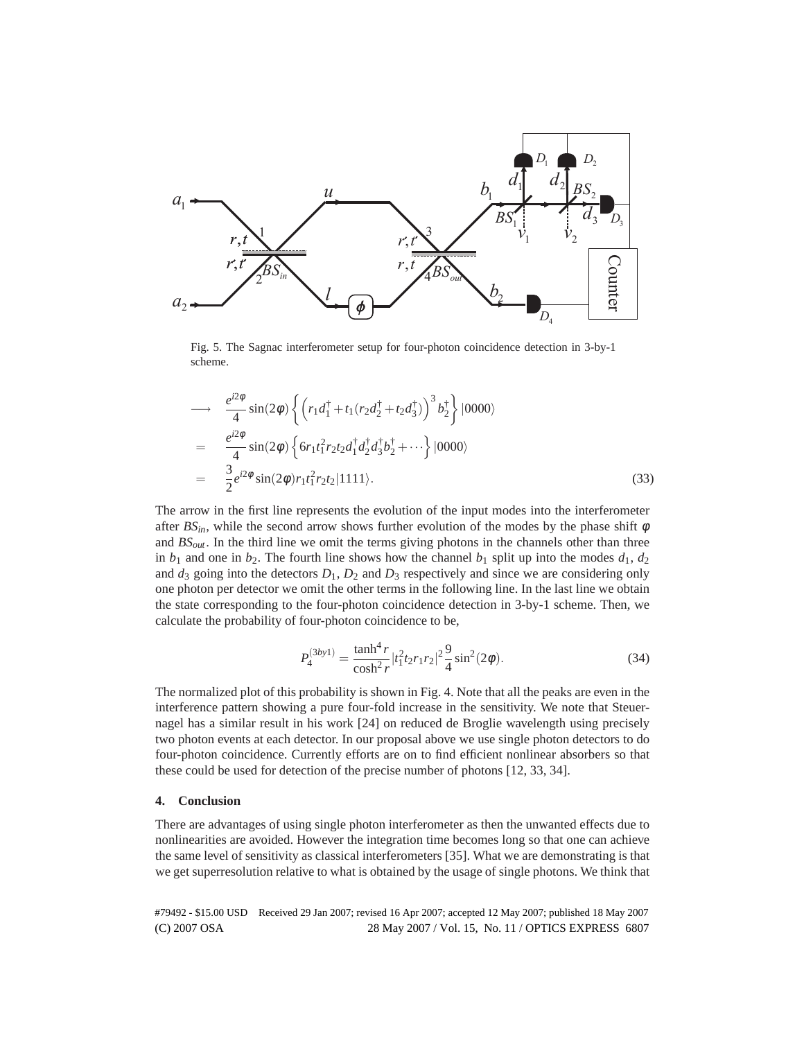Fig. 5. The Sagnac interferometer setup for four-photon coincidence detection in 3-by-1 scheme.

$$
\begin{aligned}
\longrightarrow &\quad \frac{e^{i2\phi}}{4}\sin(2\phi)\left\{\left(r_1 d_1^\dagger + t_1(r_2 d_2^\dagger + t_2 d_3^\dagger)\right)^3 b_2^\dagger\right\}|0000\rangle \\
= &\quad \frac{e^{i2\phi}}{4}\sin(2\phi)\left\{6 r_1 t_1^2 r_2 t_2 d_1^\dagger d_2^\dagger d_3^\dagger b_2^\dagger + \cdots\right\}|0000\rangle \\
= &\quad \frac{3}{2}e^{i2\phi}\sin(2\phi) r_1 t_1^2 r_2 t_2 |1111\rangle. \qquad (33)
\end{aligned}
$$

The arrow in the first line represents the evolution of the input modes into the interferometer after $BS_{in}$, while the second arrow shows further evolution of the modes by the phase shift $\phi$ and $BS_{out}$. In the third line we omit the terms giving photons in the channels other than three in $b_1$ and one in $b_2$. The fourth line shows how the channel $b_1$ split up into the modes $d_1$, $d_2$ and $d_3$ going into the detectors $D_1$, $D_2$ and $D_3$ respectively and since we are considering only one photon per detector we omit the other terms in the following line. In the last line we obtain the state corresponding to the four-photon coincidence detection in 3-by-1 scheme. Then, we calculate the probability of four-photon coincidence to be,

$$
P_4^{(3by1)} = \frac{\tanh^4 r}{\cosh^2 r}|t_1^2 t_2 r_1 r_2|^2 \frac{9}{4}\sin^2(2\phi). \qquad (34)
$$

The normalized plot of this probability is shown in Fig. 4. Note that all the peaks are even in the interference pattern showing a pure four-fold increase in the sensitivity. We note that Steuernagel has a similar result in his work [24] on reduced de Broglie wavelength using precisely two photon events at each detector. In our proposal above we use single photon detectors to do four-photon coincidence. Currently efforts are on to find efficient nonlinear absorbers so that these could be used for detection of the precise number of photons [12, 33, 34].

## 4. Conclusion

There are advantages of using single photon interferometer as then the unwanted effects due to nonlinearities are avoided. However the integration time becomes long so that one can achieve the same level of sensitivity as classical interferometers [35]. What we are demonstrating is that we get superresolution relative to what is obtained by the usage of single photons. We think that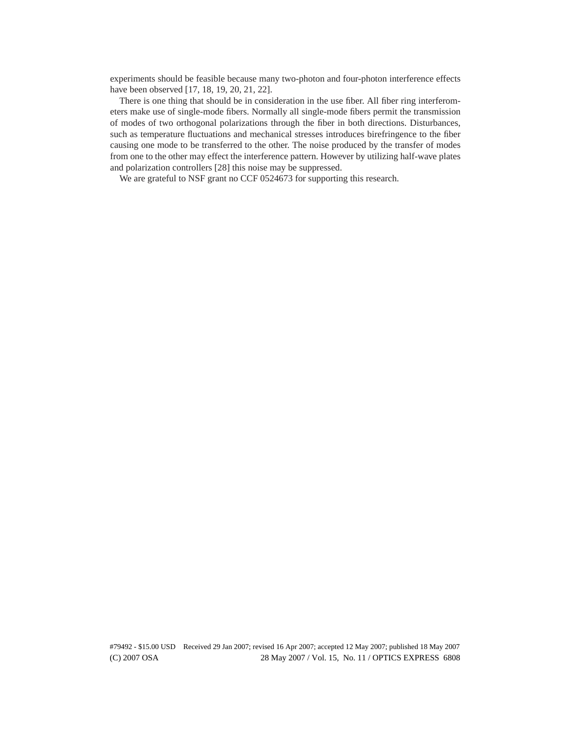experiments should be feasible because many two-photon and four-photon interference effects have been observed [17, 18, 19, 20, 21, 22].

There is one thing that should be in consideration in the use fiber. All fiber ring interferometers make use of single-mode fibers. Normally all single-mode fibers permit the transmission of modes of two orthogonal polarizations through the fiber in both directions. Disturbances, such as temperature fluctuations and mechanical stresses introduces birefringence to the fiber causing one mode to be transferred to the other. The noise produced by the transfer of modes from one to the other may effect the interference pattern. However by utilizing half-wave plates and polarization controllers [28] this noise may be suppressed.

We are grateful to NSF grant no CCF 0524673 for supporting this research.